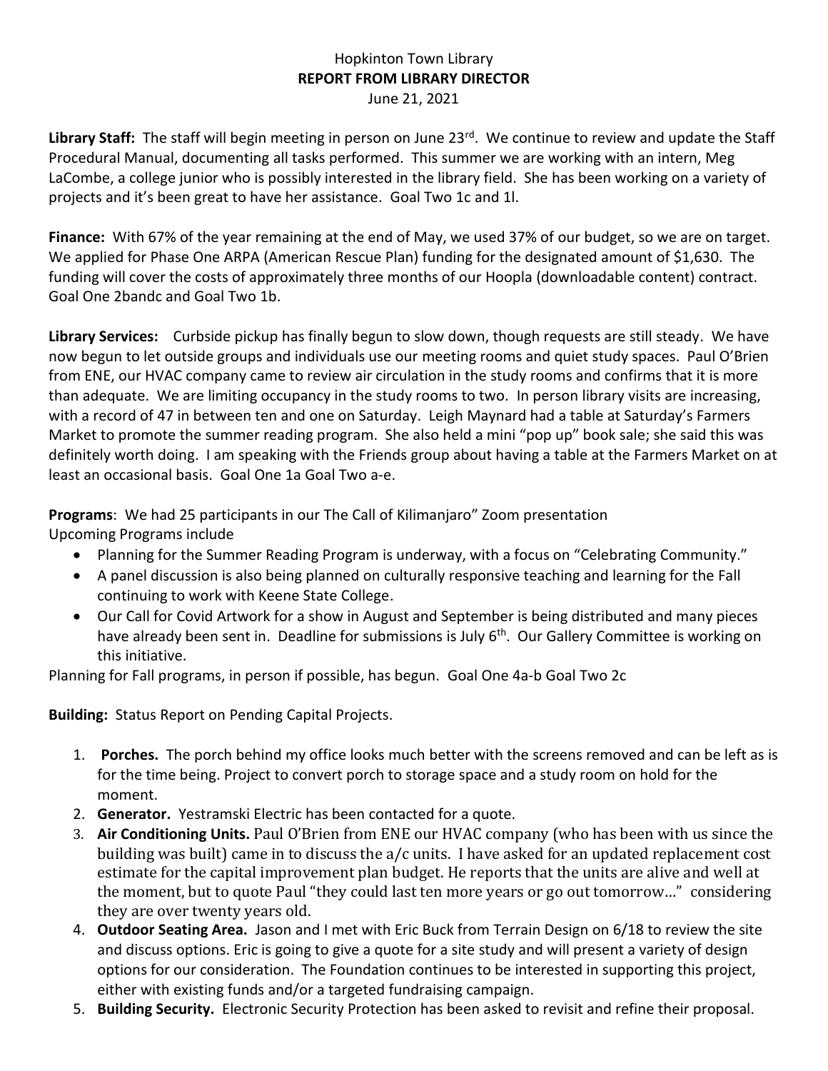Hopkinton Town Library

**REPORT FROM LIBRARY DIRECTOR**

June 21, 2021

**Library Staff:** The staff will begin meeting in person on June 23rd. We continue to review and update the Staff Procedural Manual, documenting all tasks performed. This summer we are working with an intern, Meg LaCombe, a college junior who is possibly interested in the library field. She has been working on a variety of projects and it's been great to have her assistance. Goal Two 1c and 1l.

**Finance:** With 67% of the year remaining at the end of May, we used 37% of our budget, so we are on target. We applied for Phase One ARPA (American Rescue Plan) funding for the designated amount of $1,630. The funding will cover the costs of approximately three months of our Hoopla (downloadable content) contract. Goal One 2bandc and Goal Two 1b.

**Library Services:** Curbside pickup has finally begun to slow down, though requests are still steady. We have now begun to let outside groups and individuals use our meeting rooms and quiet study spaces. Paul O'Brien from ENE, our HVAC company came to review air circulation in the study rooms and confirms that it is more than adequate. We are limiting occupancy in the study rooms to two. In person library visits are increasing, with a record of 47 in between ten and one on Saturday. Leigh Maynard had a table at Saturday's Farmers Market to promote the summer reading program. She also held a mini "pop up" book sale; she said this was definitely worth doing. I am speaking with the Friends group about having a table at the Farmers Market on at least an occasional basis. Goal One 1a Goal Two a-e.

**Programs**: We had 25 participants in our The Call of Kilimanjaro" Zoom presentation

Upcoming Programs include

- Planning for the Summer Reading Program is underway, with a focus on "Celebrating Community."
- A panel discussion is also being planned on culturally responsive teaching and learning for the Fall continuing to work with Keene State College.
- Our Call for Covid Artwork for a show in August and September is being distributed and many pieces have already been sent in. Deadline for submissions is July 6th. Our Gallery Committee is working on this initiative.

Planning for Fall programs, in person if possible, has begun. Goal One 4a-b Goal Two 2c

**Building:** Status Report on Pending Capital Projects.

1. **Porches.** The porch behind my office looks much better with the screens removed and can be left as is for the time being. Project to convert porch to storage space and a study room on hold for the moment.
2. **Generator.** Yestramski Electric has been contacted for a quote.
3. **Air Conditioning Units.** Paul O'Brien from ENE our HVAC company (who has been with us since the building was built) came in to discuss the a/c units. I have asked for an updated replacement cost estimate for the capital improvement plan budget. He reports that the units are alive and well at the moment, but to quote Paul "they could last ten more years or go out tomorrow…" considering they are over twenty years old.
4. **Outdoor Seating Area.** Jason and I met with Eric Buck from Terrain Design on 6/18 to review the site and discuss options. Eric is going to give a quote for a site study and will present a variety of design options for our consideration. The Foundation continues to be interested in supporting this project, either with existing funds and/or a targeted fundraising campaign.
5. **Building Security.** Electronic Security Protection has been asked to revisit and refine their proposal.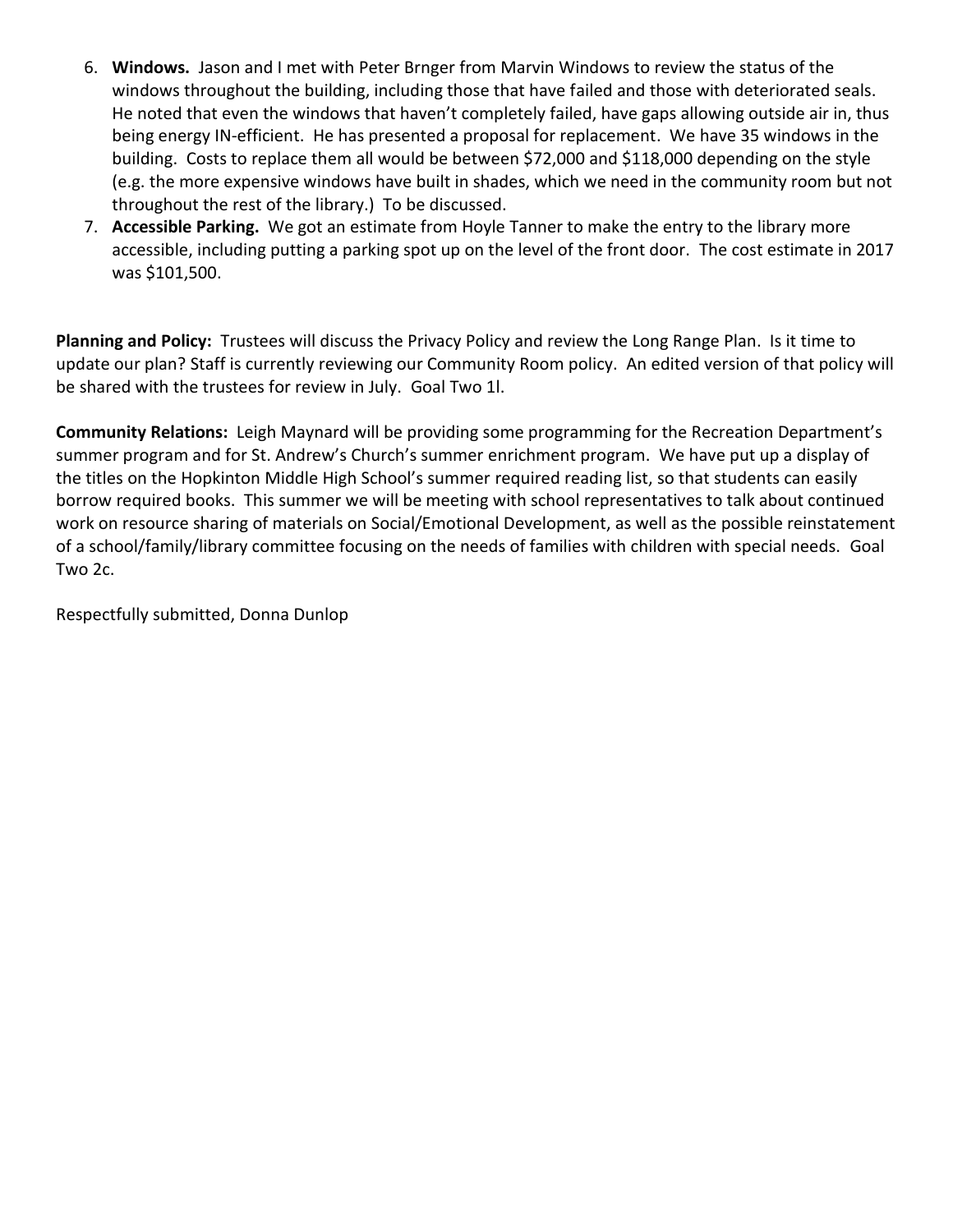6. **Windows.** Jason and I met with Peter Brnger from Marvin Windows to review the status of the windows throughout the building, including those that have failed and those with deteriorated seals. He noted that even the windows that haven't completely failed, have gaps allowing outside air in, thus being energy IN-efficient. He has presented a proposal for replacement. We have 35 windows in the building. Costs to replace them all would be between $72,000 and $118,000 depending on the style (e.g. the more expensive windows have built in shades, which we need in the community room but not throughout the rest of the library.) To be discussed.
7. **Accessible Parking.** We got an estimate from Hoyle Tanner to make the entry to the library more accessible, including putting a parking spot up on the level of the front door. The cost estimate in 2017 was $101,500.

**Planning and Policy:** Trustees will discuss the Privacy Policy and review the Long Range Plan. Is it time to update our plan? Staff is currently reviewing our Community Room policy. An edited version of that policy will be shared with the trustees for review in July. Goal Two 1l.

**Community Relations:** Leigh Maynard will be providing some programming for the Recreation Department's summer program and for St. Andrew's Church's summer enrichment program. We have put up a display of the titles on the Hopkinton Middle High School's summer required reading list, so that students can easily borrow required books. This summer we will be meeting with school representatives to talk about continued work on resource sharing of materials on Social/Emotional Development, as well as the possible reinstatement of a school/family/library committee focusing on the needs of families with children with special needs. Goal Two 2c.

Respectfully submitted, Donna Dunlop